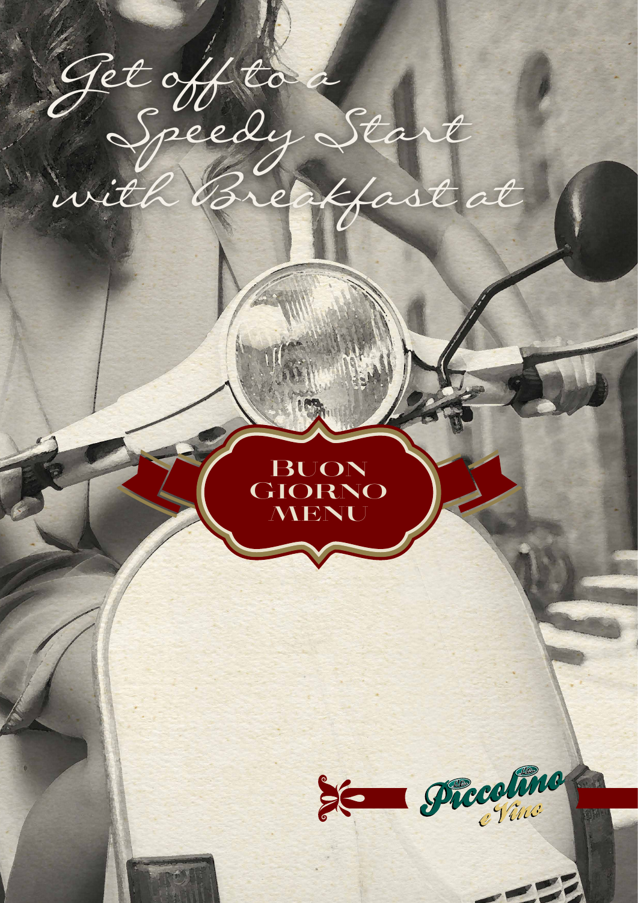*Get off to a Speedy Start with Breakfast at*

# Buon Giorno Menu

Piccolino e Vino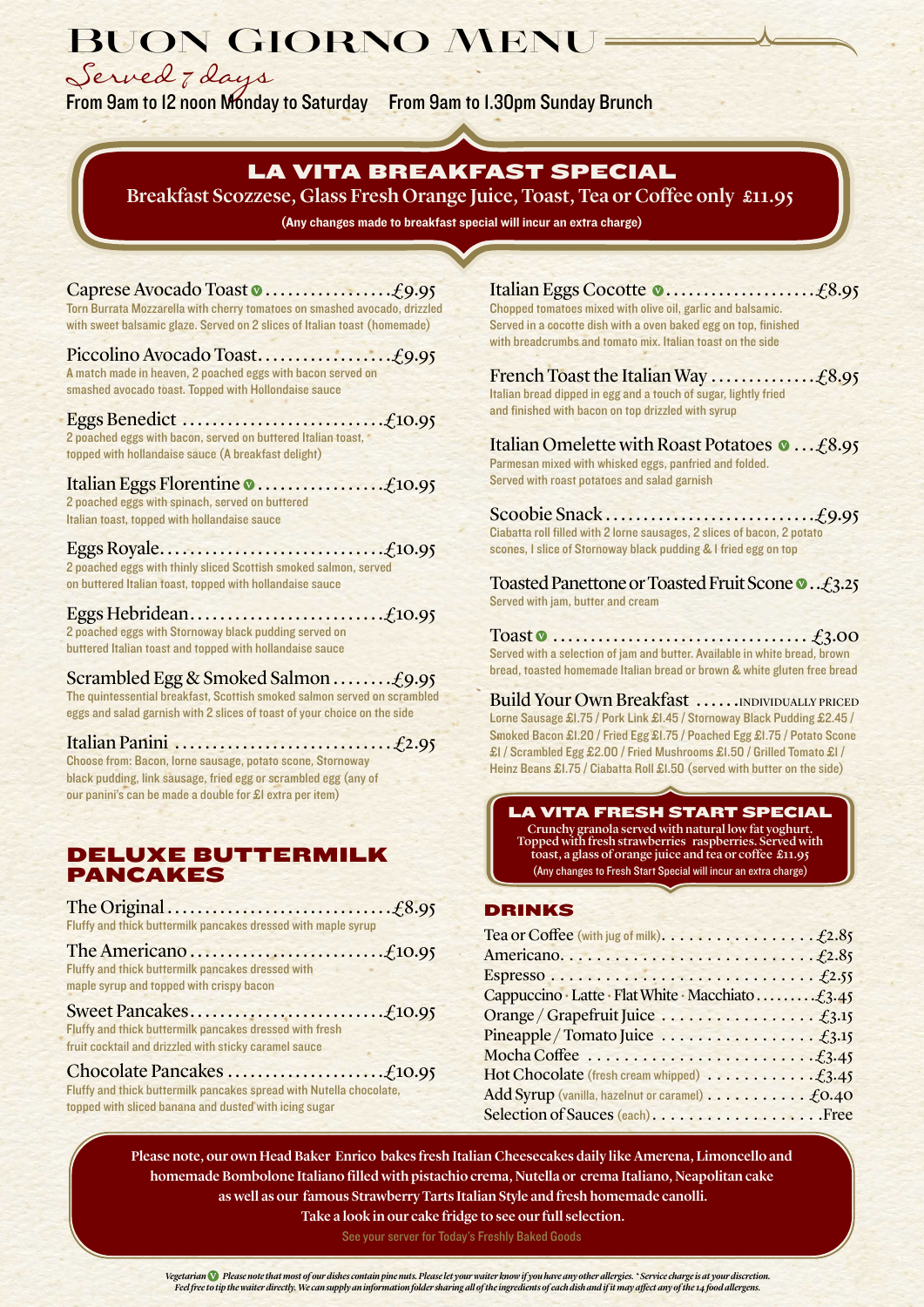# BUON GIORNO MENU

*Served 7 days*

From 9am to 12 noon Monday to Saturday   From 9am to 1.30pm Sunday Brunch

## LA VITA BREAKFAST SPECIAL

**Breakfast Scozzese, Glass Fresh Orange Juice, Toast, Tea or Coffee only £11.95**

(Any changes made to breakfast special will incur an extra charge)

**Caprese Avocado Toast (V) ........ £9.95**
Torn Burrata Mozzarella with cherry tomatoes on smashed avocado, drizzled with sweet balsamic glaze. Served on 2 slices of Italian toast (homemade)

**Piccolino Avocado Toast ........ £9.95**
A match made in heaven, 2 poached eggs with bacon served on smashed avocado toast. Topped with Hollondaise sauce

**Eggs Benedict ........ £10.95**
2 poached eggs with bacon, served on buttered Italian toast, topped with hollandaise sauce (A breakfast delight)

**Italian Eggs Florentine (V) ........ £10.95**
2 poached eggs with spinach, served on buttered Italian toast, topped with hollandaise sauce

**Eggs Royale ........ £10.95**
2 poached eggs with thinly sliced Scottish smoked salmon, served on buttered Italian toast, topped with hollandaise sauce

**Eggs Hebridean ........ £10.95**
2 poached eggs with Stornoway black pudding served on buttered Italian toast and topped with hollandaise sauce

**Scrambled Egg & Smoked Salmon ........ £9.95**
The quintessential breakfast, Scottish smoked salmon served on scrambled eggs and salad garnish with 2 slices of toast of your choice on the side

**Italian Panini ........ £2.95**
Choose from: Bacon, lorne sausage, potato scone, Stornoway black pudding, link sausage, fried egg or scrambled egg (any of our panini's can be made a double for £1 extra per item)

## DELUXE BUTTERMILK PANCAKES

**The Original ........ £8.95**
Fluffy and thick buttermilk pancakes dressed with maple syrup

**The Americano ........ £10.95**
Fluffy and thick buttermilk pancakes dressed with maple syrup and topped with crispy bacon

**Sweet Pancakes ........ £10.95**
Fluffy and thick buttermilk pancakes dressed with fresh fruit cocktail and drizzled with sticky caramel sauce

**Chocolate Pancakes ........ £10.95**
Fluffy and thick buttermilk pancakes spread with Nutella chocolate, topped with sliced banana and dusted with icing sugar

**Italian Eggs Cocotte (V) ........ £8.95**
Chopped tomatoes mixed with olive oil, garlic and balsamic. Served in a cocotte dish with a oven baked egg on top, finished with breadcrumbs and tomato mix. Italian toast on the side

**French Toast the Italian Way ........ £8.95**
Italian bread dipped in egg and a touch of sugar, lightly fried and finished with bacon on top drizzled with syrup

**Italian Omelette with Roast Potatoes (V) ........ £8.95**
Parmesan mixed with whisked eggs, panfried and folded. Served with roast potatoes and salad garnish

**Scoobie Snack ........ £9.95**
Ciabatta roll filled with 2 lorne sausages, 2 slices of bacon, 2 potato scones, 1 slice of Stornoway black pudding & 1 fried egg on top

**Toasted Panettone or Toasted Fruit Scone (V) ........ £3.25**
Served with jam, butter and cream

**Toast (V) ........ £3.00**
Served with a selection of jam and butter. Available in white bread, brown bread, toasted homemade Italian bread or brown & white gluten free bread

**Build Your Own Breakfast ........ INDIVIDUALLY PRICED**
Lorne Sausage £1.75 / Pork Link £1.45 / Stornoway Black Pudding £2.45 / Smoked Bacon £1.20 / Fried Egg £1.75 / Poached Egg £1.75 / Potato Scone £1 / Scrambled Egg £2.00 / Fried Mushrooms £1.50 / Grilled Tomato £1 / Heinz Beans £1.75 / Ciabatta Roll £1.50 (served with butter on the side)

## LA VITA FRESH START SPECIAL

Crunchy granola served with natural low fat yoghurt. Topped with fresh strawberries raspberries. Served with toast, a glass of orange juice and tea or coffee £11.95

(Any changes to Fresh Start Special will incur an extra charge)

## DRINKS

| | |
|---|---|
| Tea or Coffee (with jug of milk) | £2.85 |
| Americano | £2.85 |
| Espresso | £2.55 |
| Cappuccino · Latte · Flat White · Macchiato | £3.45 |
| Orange / Grapefruit Juice | £3.15 |
| Pineapple / Tomato Juice | £3.15 |
| Mocha Coffee | £3.45 |
| Hot Chocolate (fresh cream whipped) | £3.45 |
| Add Syrup (vanilla, hazelnut or caramel) | £0.40 |
| Selection of Sauces (each) | Free |

**Please note, our own Head Baker Enrico bakes fresh Italian Cheesecakes daily like Amerena, Limoncello and homemade Bombolone Italiano filled with pistachio crema, Nutella or crema Italiano, Neapolitan cake as well as our famous Strawberry Tarts Italian Style and fresh homemade canolli.**
**Take a look in our cake fridge to see our full selection.**

See your server for Today's Freshly Baked Goods

*Vegetarian (V) Please note that most of our dishes contain pine nuts. Please let your waiter know if you have any other allergies. * Service charge is at your discretion. Feel free to tip the waiter directly. We can supply an information folder sharing all of the ingredients of each dish and if it may affect any of the 14 food allergens.*